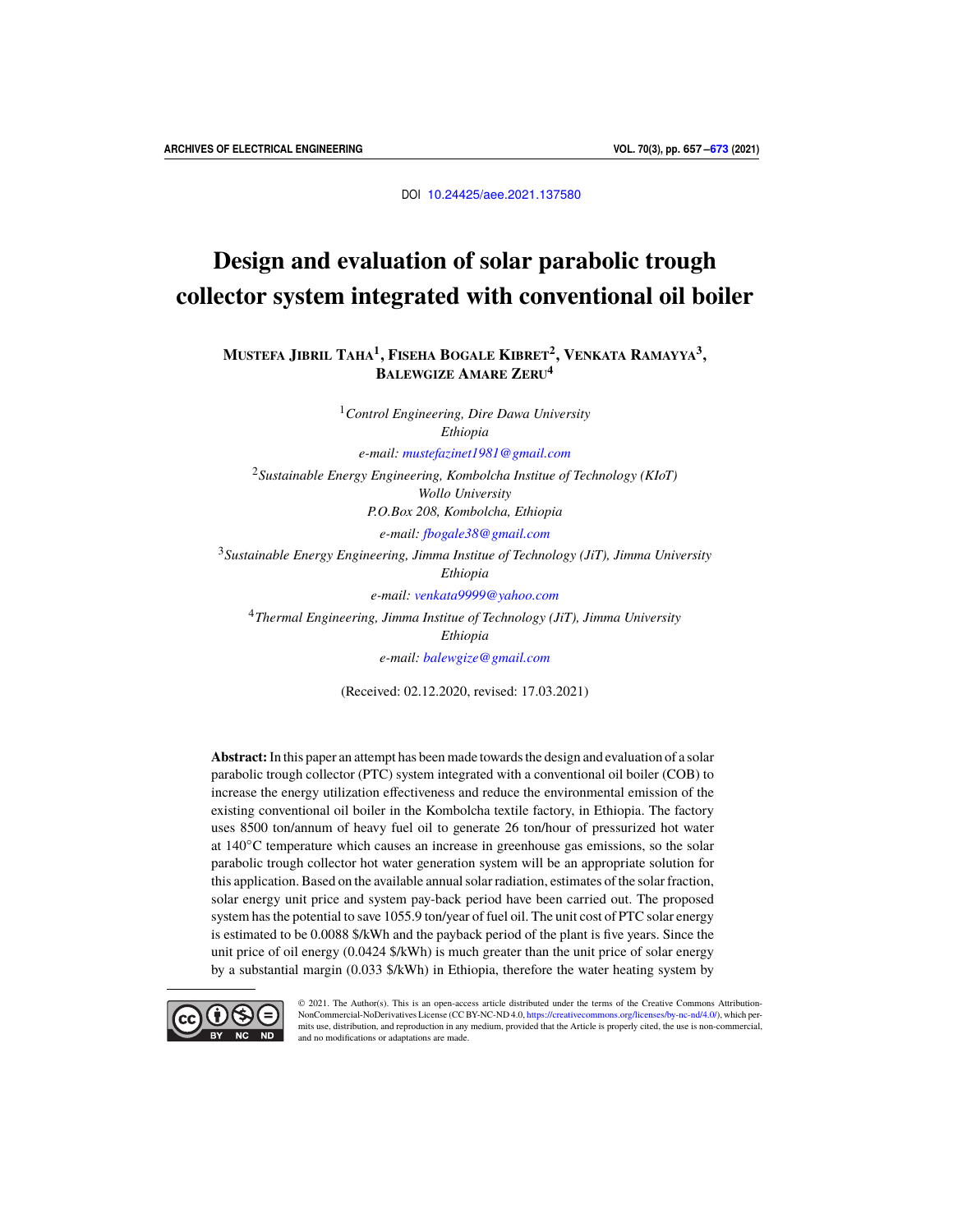DOI 10.24425/aee.2021.137580

# Design and evaluation of solar parabolic trough collector system integrated with conventional oil boiler

**Mustefa Jibril Taha[1], Fiseha Bogale Kibret[2], Venkata Ramayya[3], Balewgize Amare Zeru[4]**

[1] *Control Engineering, Dire Dawa University*
*Ethiopia*
*e-mail: mustefazinet1981@gmail.com*

[2] *Sustainable Energy Engineering, Kombolcha Institue of Technology (KIoT)*
*Wollo University*
*P.O.Box 208, Kombolcha, Ethiopia*
*e-mail: fbogale38@gmail.com*

[3] *Sustainable Energy Engineering, Jimma Institue of Technology (JiT), Jimma University*
*Ethiopia*
*e-mail: venkata9999@yahoo.com*

[4] *Thermal Engineering, Jimma Institue of Technology (JiT), Jimma University*
*Ethiopia*
*e-mail: balewgize@gmail.com*

(Received: 02.12.2020, revised: 17.03.2021)

**Abstract:** In this paper an attempt has been made towards the design and evaluation of a solar parabolic trough collector (PTC) system integrated with a conventional oil boiler (COB) to increase the energy utilization effectiveness and reduce the environmental emission of the existing conventional oil boiler in the Kombolcha textile factory, in Ethiopia. The factory uses 8500 ton/annum of heavy fuel oil to generate 26 ton/hour of pressurized hot water at 140°C temperature which causes an increase in greenhouse gas emissions, so the solar parabolic trough collector hot water generation system will be an appropriate solution for this application. Based on the available annual solar radiation, estimates of the solar fraction, solar energy unit price and system pay-back period have been carried out. The proposed system has the potential to save 1055.9 ton/year of fuel oil. The unit cost of PTC solar energy is estimated to be 0.0088 \$/kWh and the payback period of the plant is five years. Since the unit price of oil energy (0.0424 \$/kWh) is much greater than the unit price of solar energy by a substantial margin (0.033 \$/kWh) in Ethiopia, therefore the water heating system by

© 2021. The Author(s). This is an open-access article distributed under the terms of the Creative Commons Attribution-NonCommercial-NoDerivatives License (CC BY-NC-ND 4.0, https://creativecommons.org/licenses/by-nc-nd/4.0/), which permits use, distribution, and reproduction in any medium, provided that the Article is properly cited, the use is non-commercial, and no modifications or adaptations are made.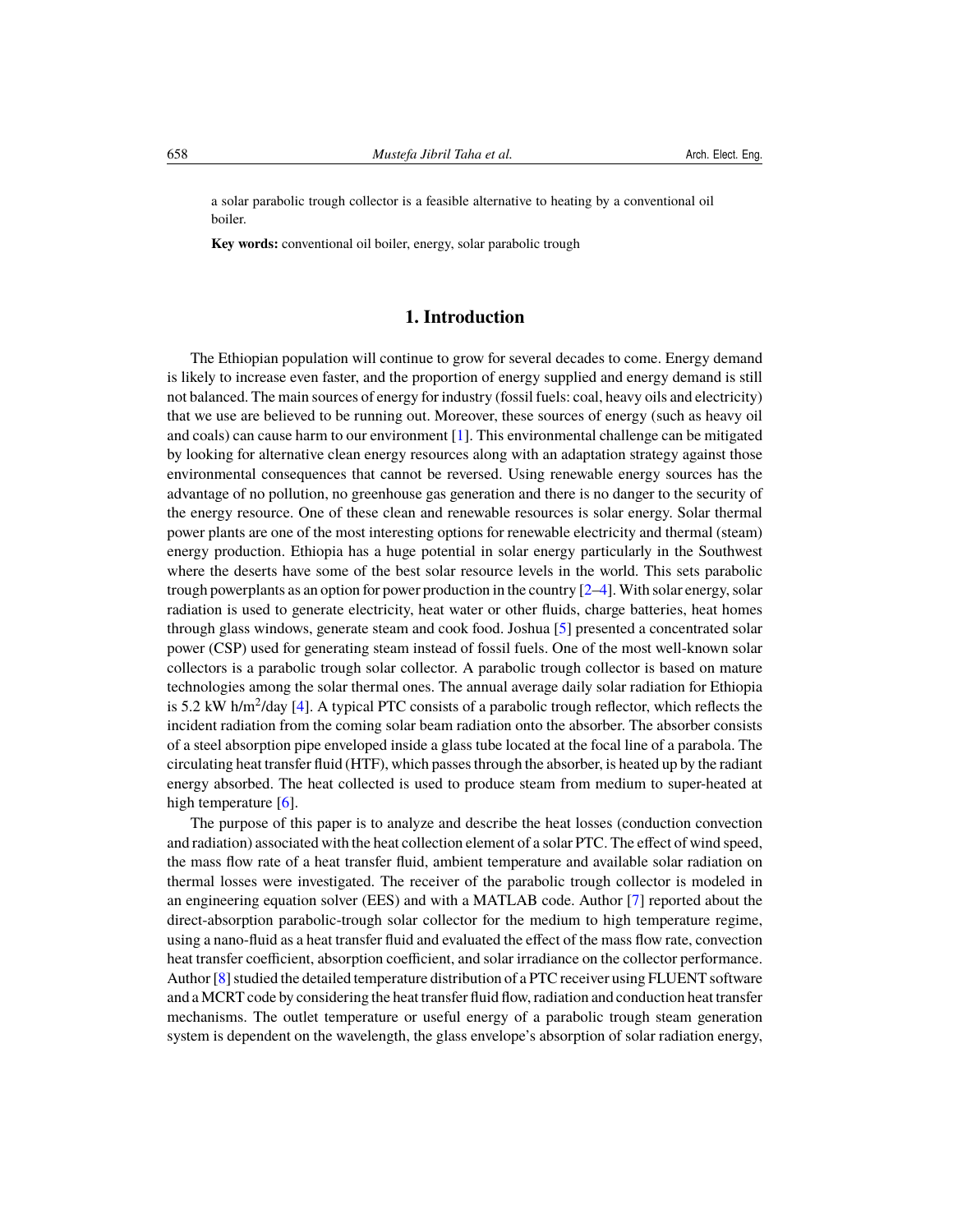a solar parabolic trough collector is a feasible alternative to heating by a conventional oil boiler.

**Key words:** conventional oil boiler, energy, solar parabolic trough

## 1. Introduction

The Ethiopian population will continue to grow for several decades to come. Energy demand is likely to increase even faster, and the proportion of energy supplied and energy demand is still not balanced. The main sources of energy for industry (fossil fuels: coal, heavy oils and electricity) that we use are believed to be running out. Moreover, these sources of energy (such as heavy oil and coals) can cause harm to our environment [1]. This environmental challenge can be mitigated by looking for alternative clean energy resources along with an adaptation strategy against those environmental consequences that cannot be reversed. Using renewable energy sources has the advantage of no pollution, no greenhouse gas generation and there is no danger to the security of the energy resource. One of these clean and renewable resources is solar energy. Solar thermal power plants are one of the most interesting options for renewable electricity and thermal (steam) energy production. Ethiopia has a huge potential in solar energy particularly in the Southwest where the deserts have some of the best solar resource levels in the world. This sets parabolic trough powerplants as an option for power production in the country [2–4]. With solar energy, solar radiation is used to generate electricity, heat water or other fluids, charge batteries, heat homes through glass windows, generate steam and cook food. Joshua [5] presented a concentrated solar power (CSP) used for generating steam instead of fossil fuels. One of the most well-known solar collectors is a parabolic trough solar collector. A parabolic trough collector is based on mature technologies among the solar thermal ones. The annual average daily solar radiation for Ethiopia is 5.2 kW h/m$^2$/day [4]. A typical PTC consists of a parabolic trough reflector, which reflects the incident radiation from the coming solar beam radiation onto the absorber. The absorber consists of a steel absorption pipe enveloped inside a glass tube located at the focal line of a parabola. The circulating heat transfer fluid (HTF), which passes through the absorber, is heated up by the radiant energy absorbed. The heat collected is used to produce steam from medium to super-heated at high temperature [6].

The purpose of this paper is to analyze and describe the heat losses (conduction convection and radiation) associated with the heat collection element of a solar PTC. The effect of wind speed, the mass flow rate of a heat transfer fluid, ambient temperature and available solar radiation on thermal losses were investigated. The receiver of the parabolic trough collector is modeled in an engineering equation solver (EES) and with a MATLAB code. Author [7] reported about the direct-absorption parabolic-trough solar collector for the medium to high temperature regime, using a nano-fluid as a heat transfer fluid and evaluated the effect of the mass flow rate, convection heat transfer coefficient, absorption coefficient, and solar irradiance on the collector performance. Author [8] studied the detailed temperature distribution of a PTC receiver using FLUENT software and a MCRT code by considering the heat transfer fluid flow, radiation and conduction heat transfer mechanisms. The outlet temperature or useful energy of a parabolic trough steam generation system is dependent on the wavelength, the glass envelope's absorption of solar radiation energy,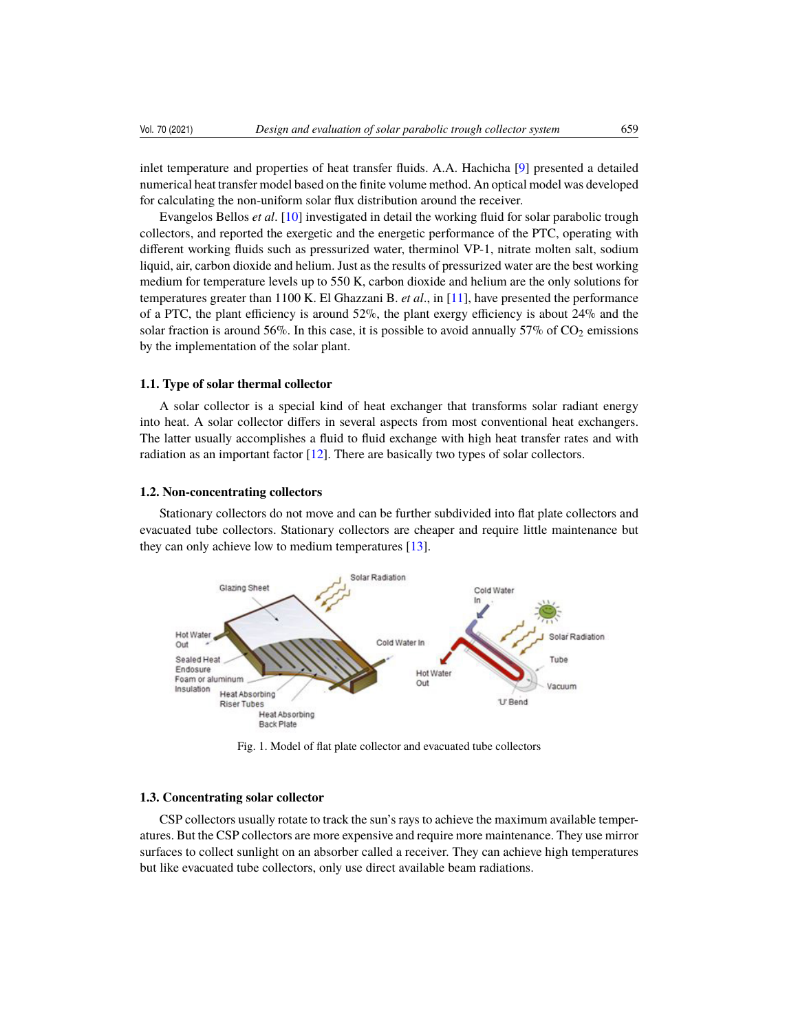inlet temperature and properties of heat transfer fluids. A.A. Hachicha [9] presented a detailed numerical heat transfer model based on the finite volume method. An optical model was developed for calculating the non-uniform solar flux distribution around the receiver.

Evangelos Bellos *et al*. [10] investigated in detail the working fluid for solar parabolic trough collectors, and reported the exergetic and the energetic performance of the PTC, operating with different working fluids such as pressurized water, therminol VP-1, nitrate molten salt, sodium liquid, air, carbon dioxide and helium. Just as the results of pressurized water are the best working medium for temperature levels up to 550 K, carbon dioxide and helium are the only solutions for temperatures greater than 1100 K. El Ghazzani B. *et al*., in [11], have presented the performance of a PTC, the plant efficiency is around 52%, the plant exergy efficiency is about 24% and the solar fraction is around 56%. In this case, it is possible to avoid annually 57% of $CO_2$ emissions by the implementation of the solar plant.

### 1.1. Type of solar thermal collector

A solar collector is a special kind of heat exchanger that transforms solar radiant energy into heat. A solar collector differs in several aspects from most conventional heat exchangers. The latter usually accomplishes a fluid to fluid exchange with high heat transfer rates and with radiation as an important factor [12]. There are basically two types of solar collectors.

### 1.2. Non-concentrating collectors

Stationary collectors do not move and can be further subdivided into flat plate collectors and evacuated tube collectors. Stationary collectors are cheaper and require little maintenance but they can only achieve low to medium temperatures [13].

Fig. 1. Model of flat plate collector and evacuated tube collectors

### 1.3. Concentrating solar collector

CSP collectors usually rotate to track the sun's rays to achieve the maximum available temperatures. But the CSP collectors are more expensive and require more maintenance. They use mirror surfaces to collect sunlight on an absorber called a receiver. They can achieve high temperatures but like evacuated tube collectors, only use direct available beam radiations.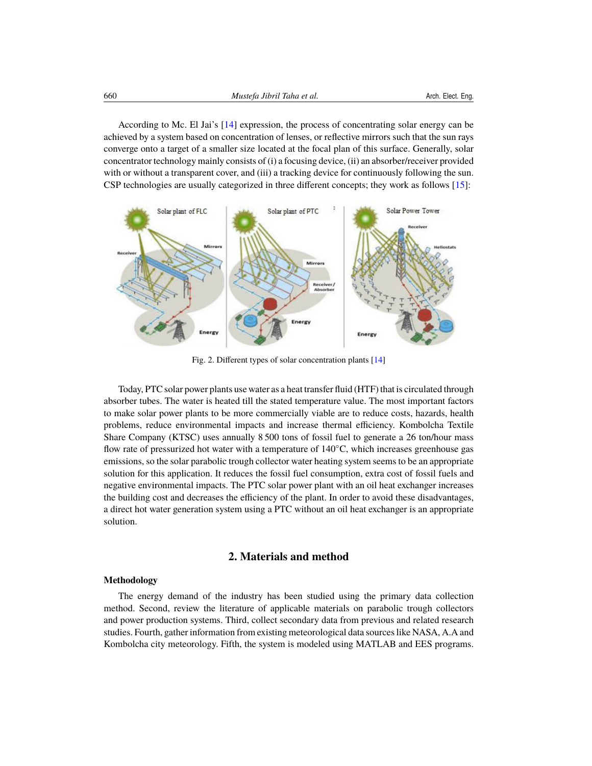According to Mc. El Jai's [14] expression, the process of concentrating solar energy can be achieved by a system based on concentration of lenses, or reflective mirrors such that the sun rays converge onto a target of a smaller size located at the focal plan of this surface. Generally, solar concentrator technology mainly consists of (i) a focusing device, (ii) an absorber/receiver provided with or without a transparent cover, and (iii) a tracking device for continuously following the sun. CSP technologies are usually categorized in three different concepts; they work as follows [15]:

Fig. 2. Different types of solar concentration plants [14]

Today, PTC solar power plants use water as a heat transfer fluid (HTF) that is circulated through absorber tubes. The water is heated till the stated temperature value. The most important factors to make solar power plants to be more commercially viable are to reduce costs, hazards, health problems, reduce environmental impacts and increase thermal efficiency. Kombolcha Textile Share Company (KTSC) uses annually 8 500 tons of fossil fuel to generate a 26 ton/hour mass flow rate of pressurized hot water with a temperature of 140°C, which increases greenhouse gas emissions, so the solar parabolic trough collector water heating system seems to be an appropriate solution for this application. It reduces the fossil fuel consumption, extra cost of fossil fuels and negative environmental impacts. The PTC solar power plant with an oil heat exchanger increases the building cost and decreases the efficiency of the plant. In order to avoid these disadvantages, a direct hot water generation system using a PTC without an oil heat exchanger is an appropriate solution.

## 2. Materials and method

**Methodology**

The energy demand of the industry has been studied using the primary data collection method. Second, review the literature of applicable materials on parabolic trough collectors and power production systems. Third, collect secondary data from previous and related research studies. Fourth, gather information from existing meteorological data sources like NASA, A.A and Kombolcha city meteorology. Fifth, the system is modeled using MATLAB and EES programs.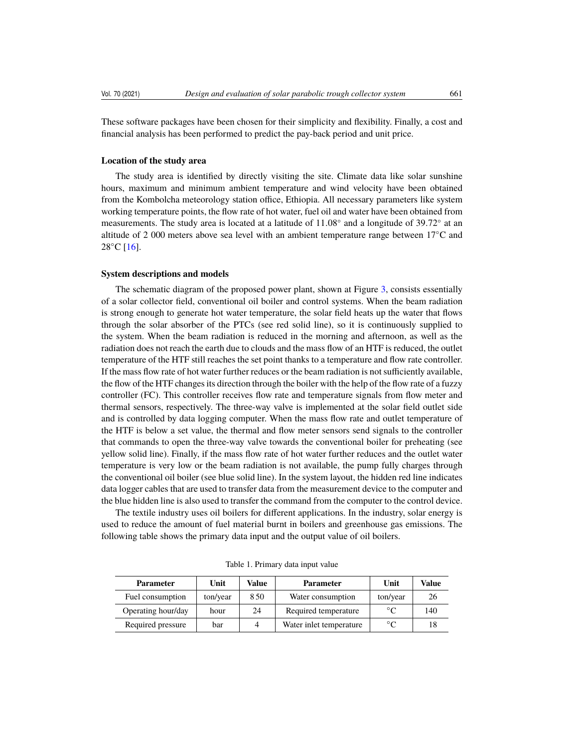These software packages have been chosen for their simplicity and flexibility. Finally, a cost and financial analysis has been performed to predict the pay-back period and unit price.

### Location of the study area

The study area is identified by directly visiting the site. Climate data like solar sunshine hours, maximum and minimum ambient temperature and wind velocity have been obtained from the Kombolcha meteorology station office, Ethiopia. All necessary parameters like system working temperature points, the flow rate of hot water, fuel oil and water have been obtained from measurements. The study area is located at a latitude of 11.08° and a longitude of 39.72° at an altitude of 2 000 meters above sea level with an ambient temperature range between 17°C and 28°C [16].

### System descriptions and models

The schematic diagram of the proposed power plant, shown at Figure 3, consists essentially of a solar collector field, conventional oil boiler and control systems. When the beam radiation is strong enough to generate hot water temperature, the solar field heats up the water that flows through the solar absorber of the PTCs (see red solid line), so it is continuously supplied to the system. When the beam radiation is reduced in the morning and afternoon, as well as the radiation does not reach the earth due to clouds and the mass flow of an HTF is reduced, the outlet temperature of the HTF still reaches the set point thanks to a temperature and flow rate controller. If the mass flow rate of hot water further reduces or the beam radiation is not sufficiently available, the flow of the HTF changes its direction through the boiler with the help of the flow rate of a fuzzy controller (FC). This controller receives flow rate and temperature signals from flow meter and thermal sensors, respectively. The three-way valve is implemented at the solar field outlet side and is controlled by data logging computer. When the mass flow rate and outlet temperature of the HTF is below a set value, the thermal and flow meter sensors send signals to the controller that commands to open the three-way valve towards the conventional boiler for preheating (see yellow solid line). Finally, if the mass flow rate of hot water further reduces and the outlet water temperature is very low or the beam radiation is not available, the pump fully charges through the conventional oil boiler (see blue solid line). In the system layout, the hidden red line indicates data logger cables that are used to transfer data from the measurement device to the computer and the blue hidden line is also used to transfer the command from the computer to the control device.

The textile industry uses oil boilers for different applications. In the industry, solar energy is used to reduce the amount of fuel material burnt in boilers and greenhouse gas emissions. The following table shows the primary data input and the output value of oil boilers.

Table 1. Primary data input value

| Parameter | Unit | Value | Parameter | Unit | Value |
|---|---|---|---|---|---|
| Fuel consumption | ton/year | 8 50 | Water consumption | ton/year | 26 |
| Operating hour/day | hour | 24 | Required temperature | °C | 140 |
| Required pressure | bar | 4 | Water inlet temperature | °C | 18 |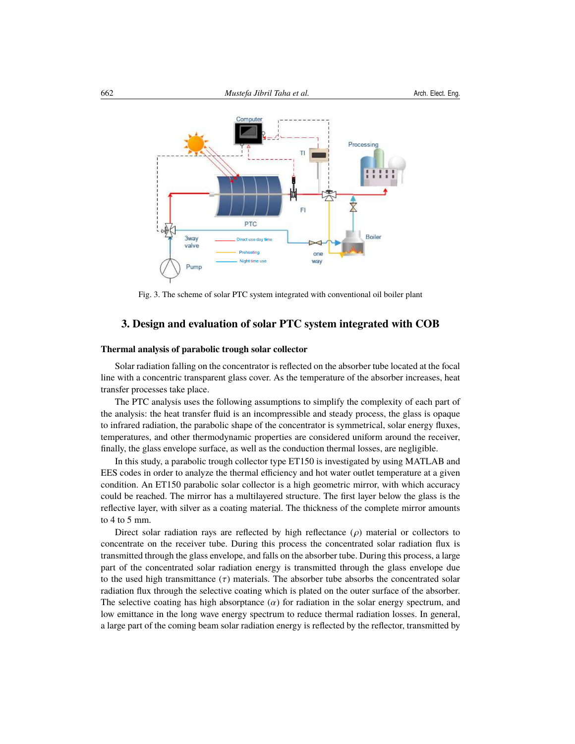Fig. 3. The scheme of solar PTC system integrated with conventional oil boiler plant

## 3. Design and evaluation of solar PTC system integrated with COB

### Thermal analysis of parabolic trough solar collector

Solar radiation falling on the concentrator is reflected on the absorber tube located at the focal line with a concentric transparent glass cover. As the temperature of the absorber increases, heat transfer processes take place.

The PTC analysis uses the following assumptions to simplify the complexity of each part of the analysis: the heat transfer fluid is an incompressible and steady process, the glass is opaque to infrared radiation, the parabolic shape of the concentrator is symmetrical, solar energy fluxes, temperatures, and other thermodynamic properties are considered uniform around the receiver, finally, the glass envelope surface, as well as the conduction thermal losses, are negligible.

In this study, a parabolic trough collector type ET150 is investigated by using MATLAB and EES codes in order to analyze the thermal efficiency and hot water outlet temperature at a given condition. An ET150 parabolic solar collector is a high geometric mirror, with which accuracy could be reached. The mirror has a multilayered structure. The first layer below the glass is the reflective layer, with silver as a coating material. The thickness of the complete mirror amounts to 4 to 5 mm.

Direct solar radiation rays are reflected by high reflectance ($\rho$) material or collectors to concentrate on the receiver tube. During this process the concentrated solar radiation flux is transmitted through the glass envelope, and falls on the absorber tube. During this process, a large part of the concentrated solar radiation energy is transmitted through the glass envelope due to the used high transmittance ($\tau$) materials. The absorber tube absorbs the concentrated solar radiation flux through the selective coating which is plated on the outer surface of the absorber. The selective coating has high absorptance ($\alpha$) for radiation in the solar energy spectrum, and low emittance in the long wave energy spectrum to reduce thermal radiation losses. In general, a large part of the coming beam solar radiation energy is reflected by the reflector, transmitted by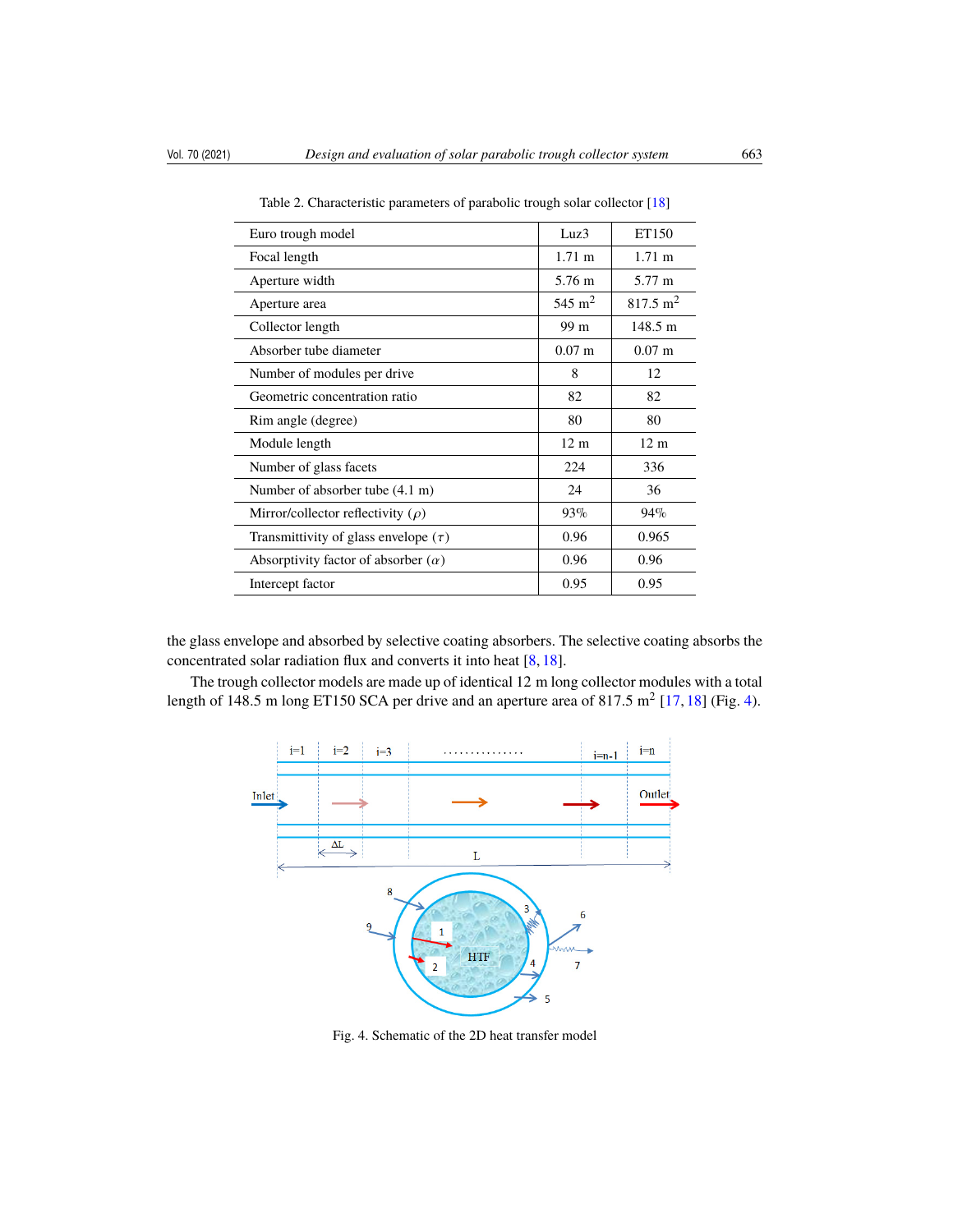Table 2. Characteristic parameters of parabolic trough solar collector [18]

| Euro trough model | Luz3 | ET150 |
|---|---|---|
| Focal length | 1.71 m | 1.71 m |
| Aperture width | 5.76 m | 5.77 m |
| Aperture area | 545 $m^2$ | 817.5 $m^2$ |
| Collector length | 99 m | 148.5 m |
| Absorber tube diameter | 0.07 m | 0.07 m |
| Number of modules per drive | 8 | 12 |
| Geometric concentration ratio | 82 | 82 |
| Rim angle (degree) | 80 | 80 |
| Module length | 12 m | 12 m |
| Number of glass facets | 224 | 336 |
| Number of absorber tube (4.1 m) | 24 | 36 |
| Mirror/collector reflectivity ($\rho$) | 93% | 94% |
| Transmittivity of glass envelope ($\tau$) | 0.96 | 0.965 |
| Absorptivity factor of absorber ($\alpha$) | 0.96 | 0.96 |
| Intercept factor | 0.95 | 0.95 |

the glass envelope and absorbed by selective coating absorbers. The selective coating absorbs the concentrated solar radiation flux and converts it into heat [8, 18].

The trough collector models are made up of identical 12 m long collector modules with a total length of 148.5 m long ET150 SCA per drive and an aperture area of 817.5 $m^2$ [17, 18] (Fig. 4).

Fig. 4. Schematic of the 2D heat transfer model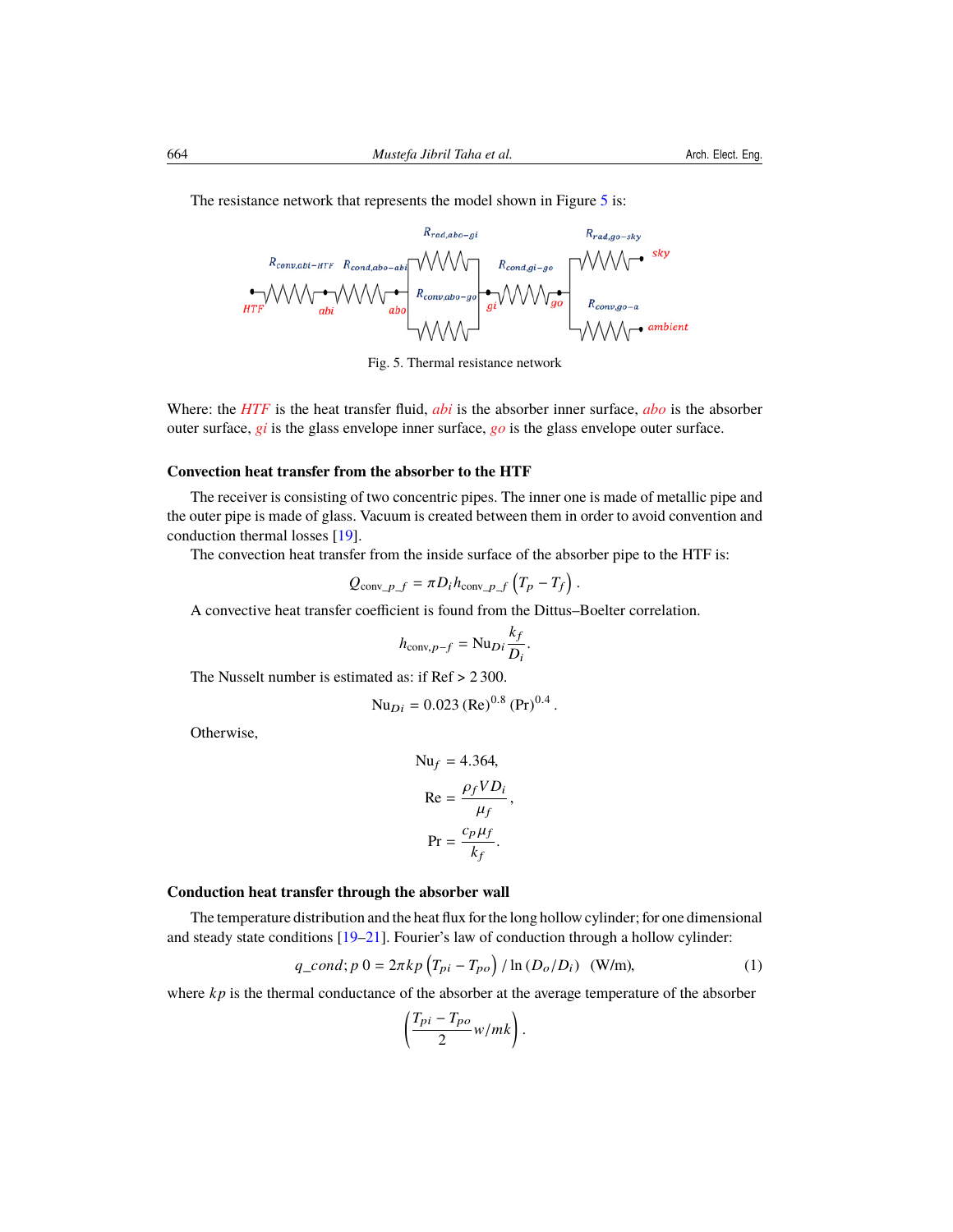The resistance network that represents the model shown in Figure 5 is:

Fig. 5. Thermal resistance network

Where: the *HTF* is the heat transfer fluid, *abi* is the absorber inner surface, *abo* is the absorber outer surface, *gi* is the glass envelope inner surface, *go* is the glass envelope outer surface.

### Convection heat transfer from the absorber to the HTF

The receiver is consisting of two concentric pipes. The inner one is made of metallic pipe and the outer pipe is made of glass. Vacuum is created between them in order to avoid convention and conduction thermal losses [19].

The convection heat transfer from the inside surface of the absorber pipe to the HTF is:

$$Q_{\text{conv\_}p\_f} = \pi D_i h_{\text{conv\_}p\_f} \left(T_p - T_f\right).$$

A convective heat transfer coefficient is found from the Dittus–Boelter correlation.

$$h_{\text{conv},p-f} = \text{Nu}_{Di} \frac{k_f}{D_i}.$$

The Nusselt number is estimated as: if Ref > 2 300.

$$\text{Nu}_{Di} = 0.023\,(\text{Re})^{0.8}\,(\text{Pr})^{0.4}.$$

Otherwise,

$$\text{Nu}_f = 4.364,$$

$$\text{Re} = \frac{\rho_f V D_i}{\mu_f},$$

$$\text{Pr} = \frac{c_p \mu_f}{k_f}.$$

### Conduction heat transfer through the absorber wall

The temperature distribution and the heat flux for the long hollow cylinder; for one dimensional and steady state conditions [19–21]. Fourier's law of conduction through a hollow cylinder:

$$q\_cond; p\,0 = 2\pi kp \left(T_{pi} - T_{po}\right) / \ln\left(D_o/D_i\right) \quad \text{(W/m)}, \tag{1}$$

where $kp$ is the thermal conductance of the absorber at the average temperature of the absorber

$$\left(\frac{T_{pi} - T_{po}}{2} w/mk\right).$$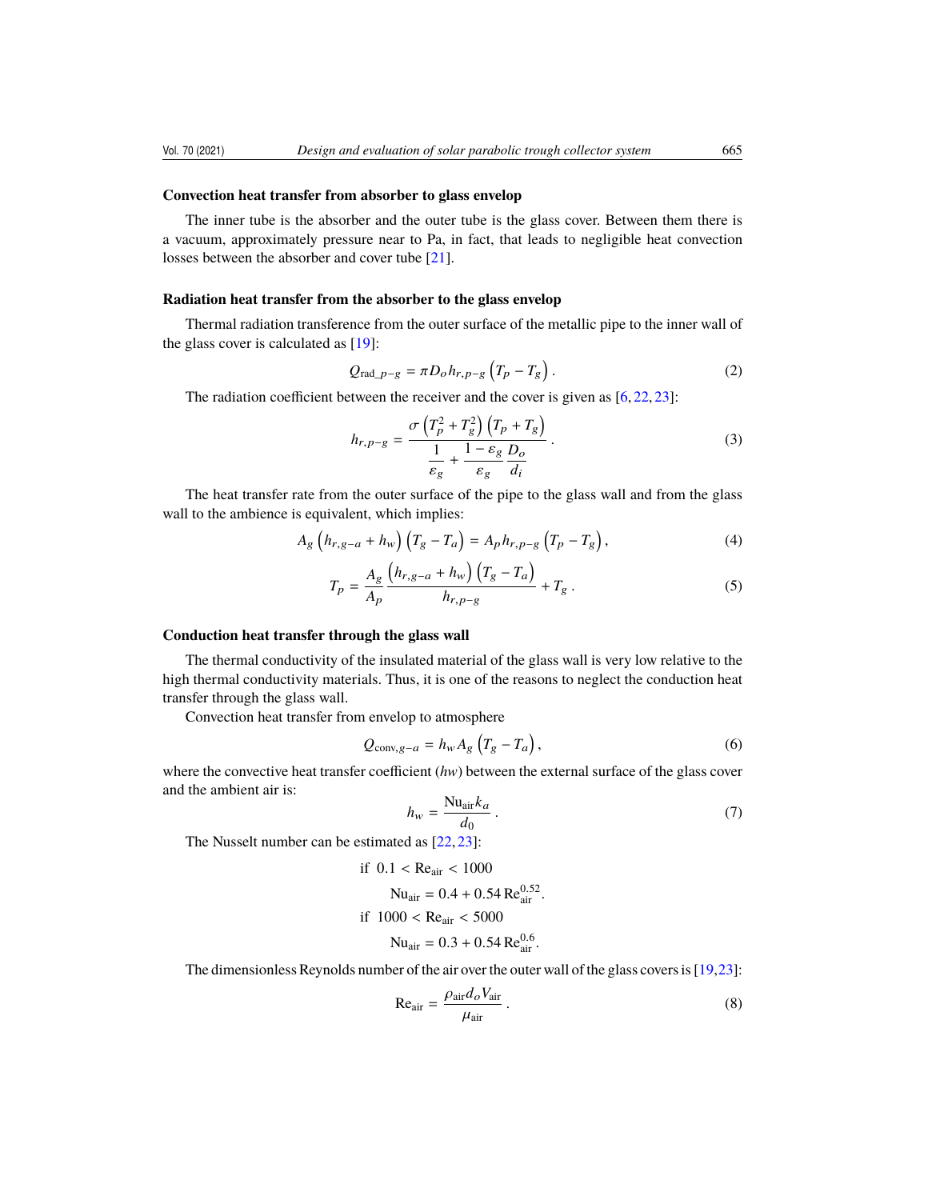### Convection heat transfer from absorber to glass envelop

The inner tube is the absorber and the outer tube is the glass cover. Between them there is a vacuum, approximately pressure near to Pa, in fact, that leads to negligible heat convection losses between the absorber and cover tube [21].

### Radiation heat transfer from the absorber to the glass envelop

Thermal radiation transference from the outer surface of the metallic pipe to the inner wall of the glass cover is calculated as [19]:

$$Q_{\text{rad\_}p-g} = \pi D_o h_{r,p-g} \left(T_p - T_g\right). \tag{2}$$

The radiation coefficient between the receiver and the cover is given as [6, 22, 23]:

$$h_{r,p-g} = \frac{\sigma \left(T_p^2 + T_g^2\right)\left(T_p + T_g\right)}{\dfrac{1}{\varepsilon_g} + \dfrac{1-\varepsilon_g}{\varepsilon_g}\dfrac{D_o}{d_i}}. \tag{3}$$

The heat transfer rate from the outer surface of the pipe to the glass wall and from the glass wall to the ambience is equivalent, which implies:

$$A_g \left(h_{r,g-a} + h_w\right)\left(T_g - T_a\right) = A_p h_{r,p-g} \left(T_p - T_g\right), \tag{4}$$

$$T_p = \frac{A_g}{A_p}\frac{\left(h_{r,g-a} + h_w\right)\left(T_g - T_a\right)}{h_{r,p-g}} + T_g. \tag{5}$$

### Conduction heat transfer through the glass wall

The thermal conductivity of the insulated material of the glass wall is very low relative to the high thermal conductivity materials. Thus, it is one of the reasons to neglect the conduction heat transfer through the glass wall.

Convection heat transfer from envelop to atmosphere

$$Q_{\text{conv},g-a} = h_w A_g \left(T_g - T_a\right), \tag{6}$$

where the convective heat transfer coefficient (*hw*) between the external surface of the glass cover and the ambient air is:

$$h_w = \frac{\text{Nu}_{\text{air}} k_a}{d_0}. \tag{7}$$

The Nusselt number can be estimated as [22, 23]:

$$\begin{aligned}
&\text{if } 0.1 < \text{Re}_{\text{air}} < 1000 \\
&\qquad \text{Nu}_{\text{air}} = 0.4 + 0.54\,\text{Re}_{\text{air}}^{0.52}. \\
&\text{if } 1000 < \text{Re}_{\text{air}} < 5000 \\
&\qquad \text{Nu}_{\text{air}} = 0.3 + 0.54\,\text{Re}_{\text{air}}^{0.6}.
\end{aligned}$$

The dimensionless Reynolds number of the air over the outer wall of the glass covers is [19, 23]:

$$\text{Re}_{\text{air}} = \frac{\rho_{\text{air}} d_o V_{\text{air}}}{\mu_{\text{air}}}. \tag{8}$$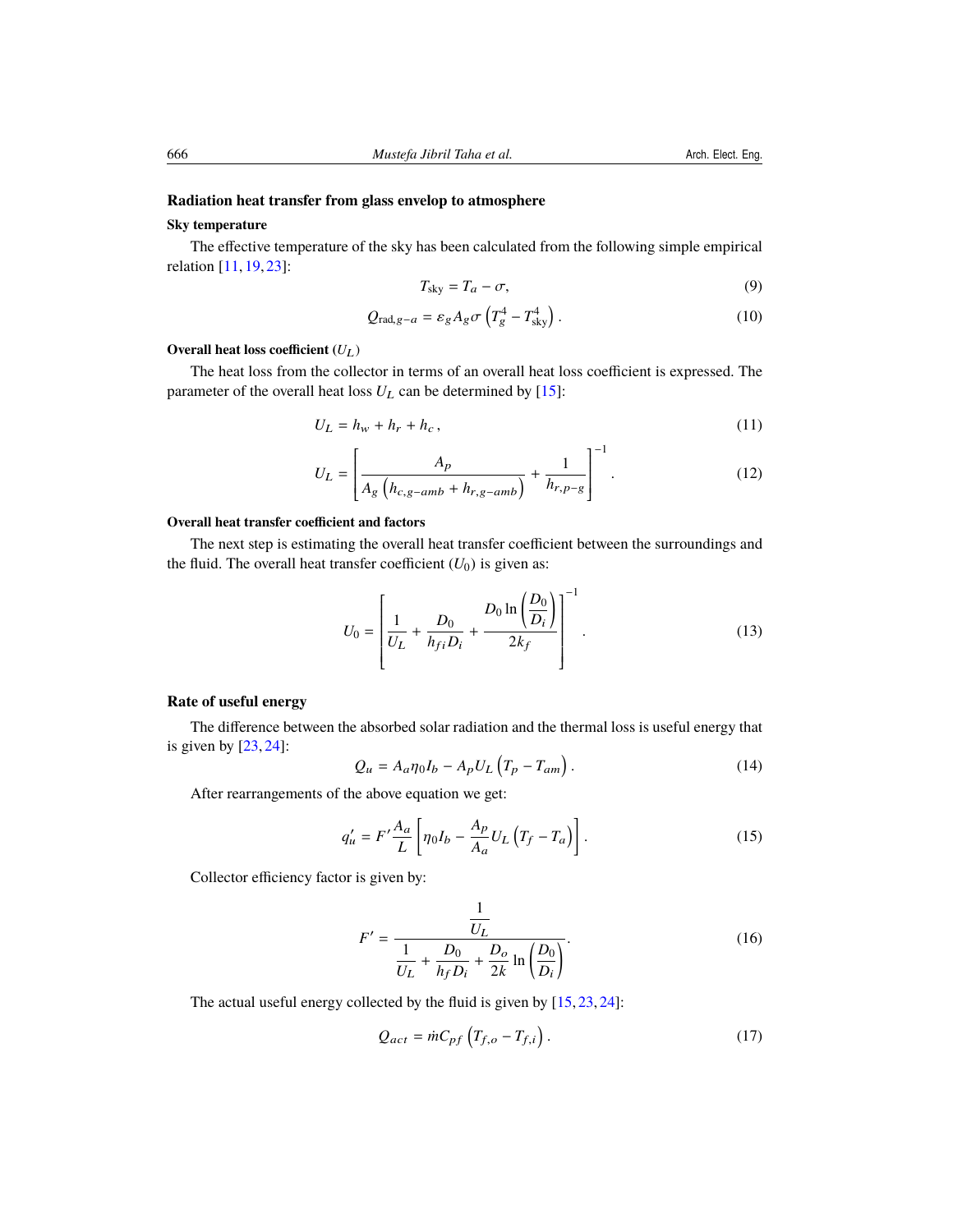## Radiation heat transfer from glass envelop to atmosphere

### Sky temperature

The effective temperature of the sky has been calculated from the following simple empirical relation [11, 19, 23]:

$$T_{\text{sky}} = T_a - \sigma, \tag{9}$$

$$Q_{\text{rad},g-a} = \varepsilon_g A_g \sigma \left(T_g^4 - T_{\text{sky}}^4\right). \tag{10}$$

### Overall heat loss coefficient ($U_L$)

The heat loss from the collector in terms of an overall heat loss coefficient is expressed. The parameter of the overall heat loss $U_L$ can be determined by [15]:

$$U_L = h_w + h_r + h_c\,, \tag{11}$$

$$U_L = \left[\frac{A_p}{A_g\left(h_{c,g-amb} + h_{r,g-amb}\right)} + \frac{1}{h_{r,p-g}}\right]^{-1}. \tag{12}$$

### Overall heat transfer coefficient and factors

The next step is estimating the overall heat transfer coefficient between the surroundings and the fluid. The overall heat transfer coefficient ($U_0$) is given as:

$$U_0 = \left[\frac{1}{U_L} + \frac{D_0}{h_{fi} D_i} + \frac{D_0 \ln\left(\dfrac{D_0}{D_i}\right)}{2k_f}\right]^{-1}. \tag{13}$$

## Rate of useful energy

The difference between the absorbed solar radiation and the thermal loss is useful energy that is given by [23, 24]:

$$Q_u = A_a \eta_0 I_b - A_p U_L \left(T_p - T_{am}\right). \tag{14}$$

After rearrangements of the above equation we get:

$$q_u' = F' \frac{A_a}{L}\left[\eta_0 I_b - \frac{A_p}{A_a} U_L \left(T_f - T_a\right)\right]. \tag{15}$$

Collector efficiency factor is given by:

$$F' = \frac{\dfrac{1}{U_L}}{\dfrac{1}{U_L} + \dfrac{D_0}{h_f D_i} + \dfrac{D_o}{2k} \ln\left(\dfrac{D_0}{D_i}\right)}. \tag{16}$$

The actual useful energy collected by the fluid is given by [15, 23, 24]:

$$Q_{act} = \dot{m} C_{pf} \left(T_{f,o} - T_{f,i}\right). \tag{17}$$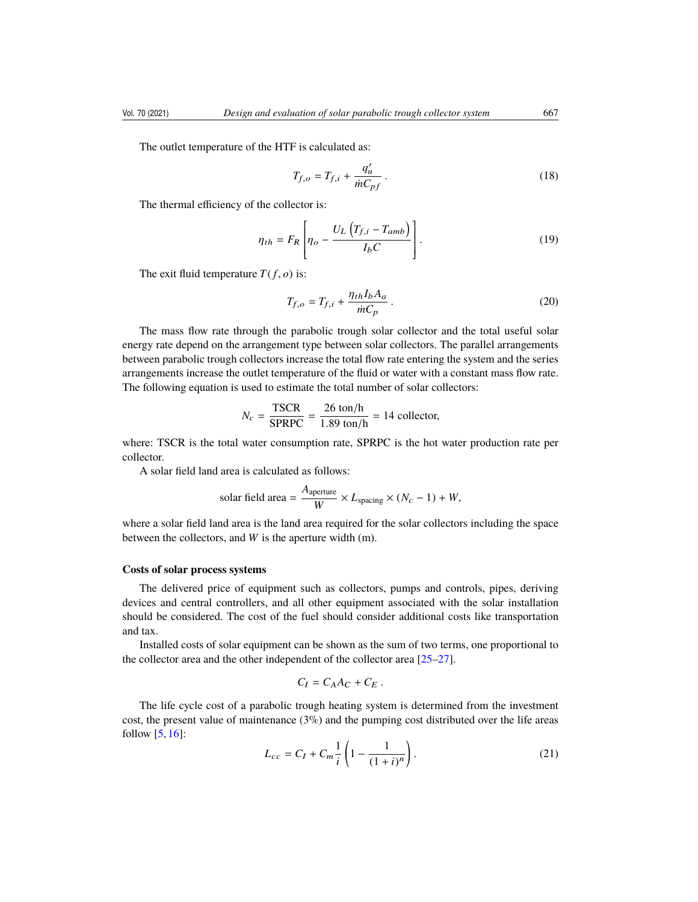The outlet temperature of the HTF is calculated as:

$$T_{f,o} = T_{f,i} + \frac{q'_u}{\dot{m}C_{pf}}. \tag{18}$$

The thermal efficiency of the collector is:

$$\eta_{th} = F_R \left[ \eta_o - \frac{U_L \left( T_{f,i} - T_{amb} \right)}{I_b C} \right]. \tag{19}$$

The exit fluid temperature $T(f, o)$ is:

$$T_{f,o} = T_{f,i} + \frac{\eta_{th} I_b A_a}{\dot{m}C_p}. \tag{20}$$

The mass flow rate through the parabolic trough solar collector and the total useful solar energy rate depend on the arrangement type between solar collectors. The parallel arrangements between parabolic trough collectors increase the total flow rate entering the system and the series arrangements increase the outlet temperature of the fluid or water with a constant mass flow rate. The following equation is used to estimate the total number of solar collectors:

$$N_c = \frac{\text{TSCR}}{\text{SPRPC}} = \frac{26 \text{ ton/h}}{1.89 \text{ ton/h}} = 14 \text{ collector},$$

where: TSCR is the total water consumption rate, SPRPC is the hot water production rate per collector.

A solar field land area is calculated as follows:

$$\text{solar field area} = \frac{A_{\text{aperture}}}{W} \times L_{\text{spacing}} \times (N_c - 1) + W,$$

where a solar field land area is the land area required for the solar collectors including the space between the collectors, and $W$ is the aperture width (m).

## Costs of solar process systems

The delivered price of equipment such as collectors, pumps and controls, pipes, deriving devices and central controllers, and all other equipment associated with the solar installation should be considered. The cost of the fuel should consider additional costs like transportation and tax.

Installed costs of solar equipment can be shown as the sum of two terms, one proportional to the collector area and the other independent of the collector area [25–27].

$$C_I = C_A A_C + C_E.$$

The life cycle cost of a parabolic trough heating system is determined from the investment cost, the present value of maintenance (3%) and the pumping cost distributed over the life areas follow [5, 16]:

$$L_{cc} = C_I + C_m \frac{1}{i} \left( 1 - \frac{1}{(1+i)^n} \right). \tag{21}$$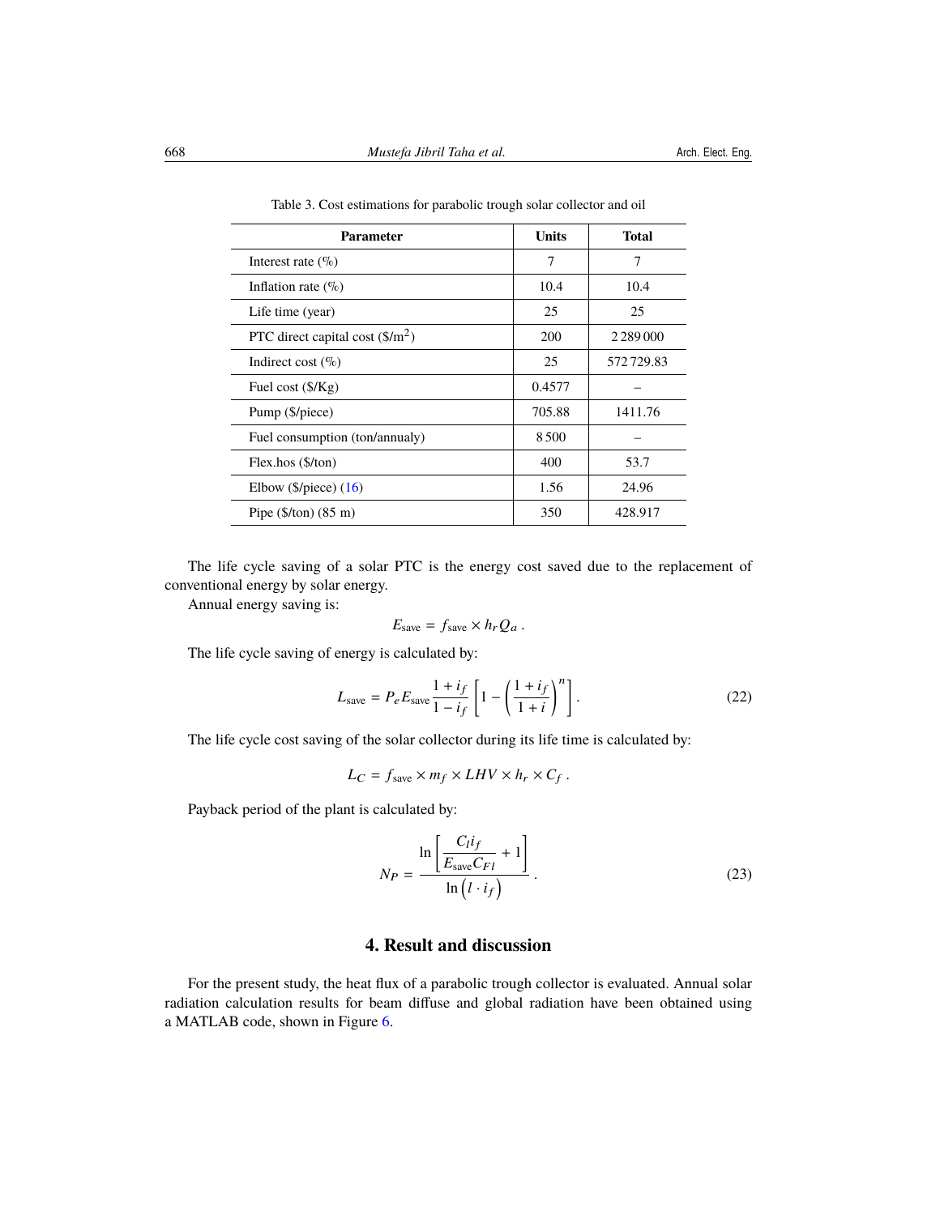Table 3. Cost estimations for parabolic trough solar collector and oil

| Parameter | Units | Total |
|---|---|---|
| Interest rate (%) | 7 | 7 |
| Inflation rate (%) | 10.4 | 10.4 |
| Life time (year) | 25 | 25 |
| PTC direct capital cost ($/m$^2$) | 200 | 2 289 000 |
| Indirect cost (%) | 25 | 572 729.83 |
| Fuel cost ($/Kg) | 0.4577 | – |
| Pump ($/piece) | 705.88 | 1411.76 |
| Fuel consumption (ton/annualy) | 8 500 | – |
| Flex.hos ($/ton) | 400 | 53.7 |
| Elbow ($/piece) (16) | 1.56 | 24.96 |
| Pipe ($/ton) (85 m) | 350 | 428.917 |

The life cycle saving of a solar PTC is the energy cost saved due to the replacement of conventional energy by solar energy.

Annual energy saving is:

$$E_{\text{save}} = f_{\text{save}} \times h_r Q_a .$$

The life cycle saving of energy is calculated by:

$$L_{\text{save}} = P_e E_{\text{save}} \frac{1 + i_f}{1 - i_f} \left[ 1 - \left( \frac{1 + i_f}{1 + i} \right)^n \right]. \tag{22}$$

The life cycle cost saving of the solar collector during its life time is calculated by:

$$L_C = f_{\text{save}} \times m_f \times LHV \times h_r \times C_f .$$

Payback period of the plant is calculated by:

$$N_P = \frac{\ln \left[ \dfrac{C_l i_f}{E_{\text{save}} C_{Fl}} + 1 \right]}{\ln \left( l \cdot i_f \right)} . \tag{23}$$

## 4. Result and discussion

For the present study, the heat flux of a parabolic trough collector is evaluated. Annual solar radiation calculation results for beam diffuse and global radiation have been obtained using a MATLAB code, shown in Figure 6.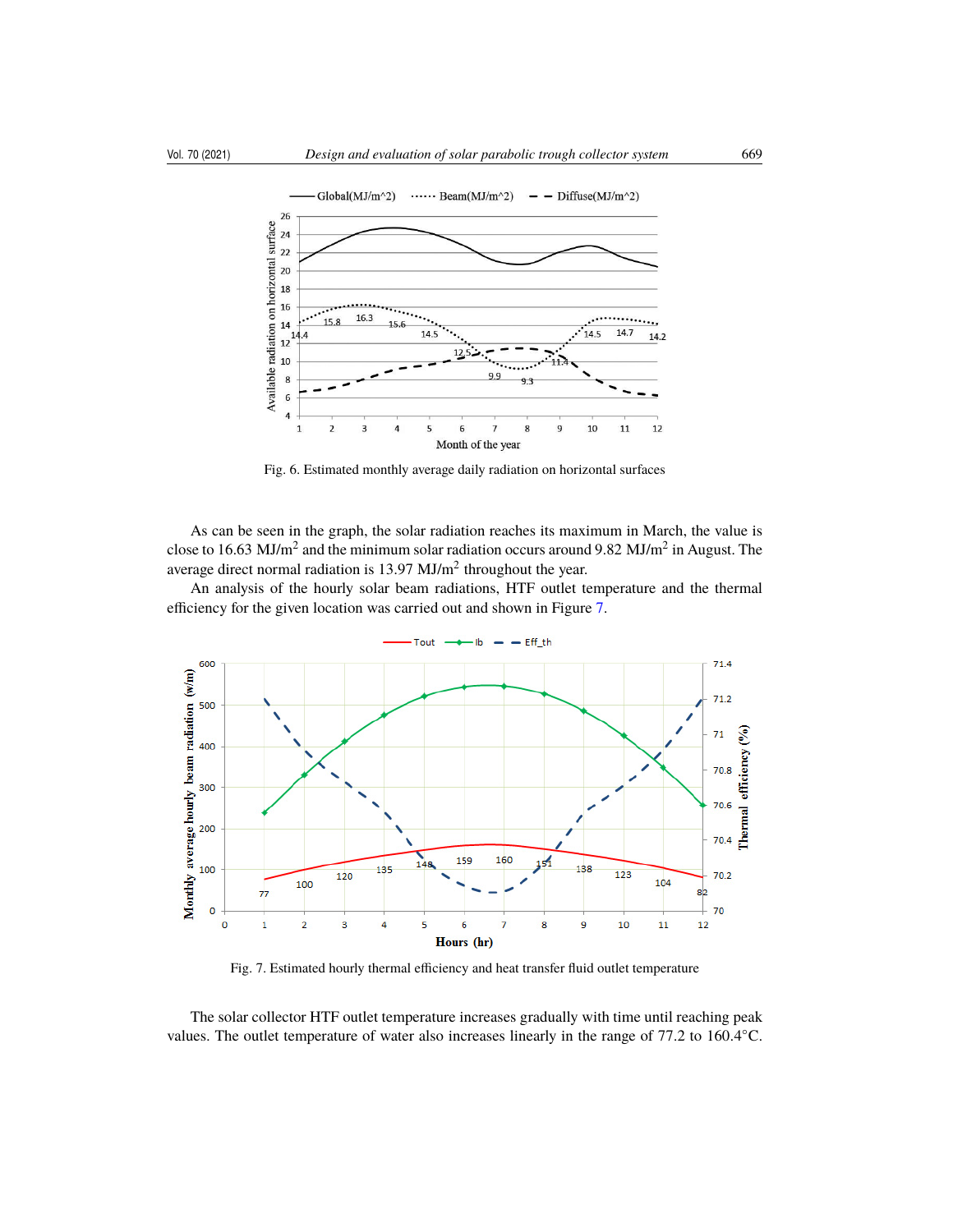Fig. 6. Estimated monthly average daily radiation on horizontal surfaces

As can be seen in the graph, the solar radiation reaches its maximum in March, the value is close to 16.63 MJ/m$^2$ and the minimum solar radiation occurs around 9.82 MJ/m$^2$ in August. The average direct normal radiation is 13.97 MJ/m$^2$ throughout the year.

An analysis of the hourly solar beam radiations, HTF outlet temperature and the thermal efficiency for the given location was carried out and shown in Figure 7.

Fig. 7. Estimated hourly thermal efficiency and heat transfer fluid outlet temperature

The solar collector HTF outlet temperature increases gradually with time until reaching peak values. The outlet temperature of water also increases linearly in the range of 77.2 to 160.4°C.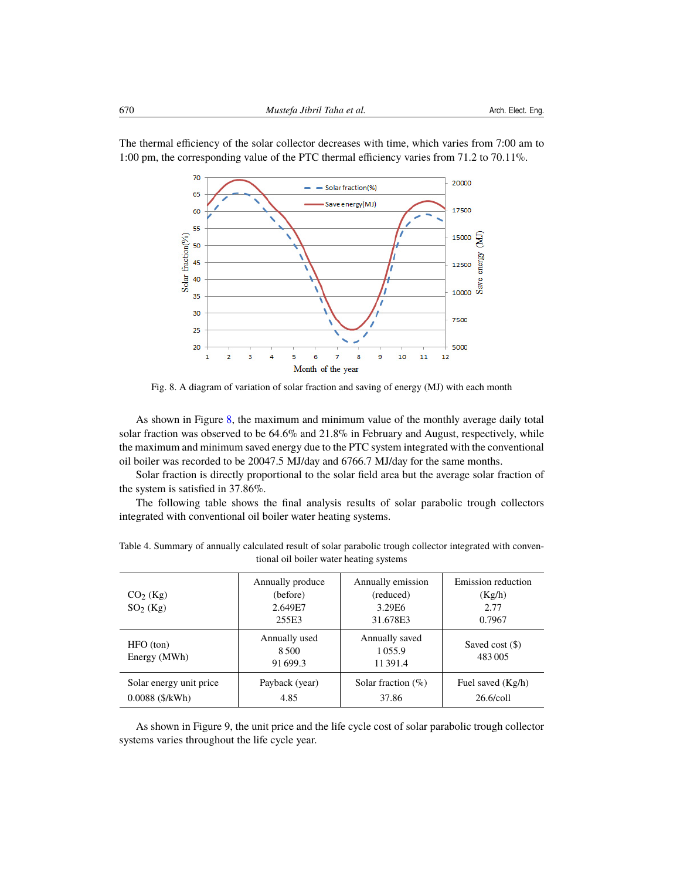The thermal efficiency of the solar collector decreases with time, which varies from 7:00 am to 1:00 pm, the corresponding value of the PTC thermal efficiency varies from 71.2 to 70.11%.

Fig. 8. A diagram of variation of solar fraction and saving of energy (MJ) with each month

As shown in Figure 8, the maximum and minimum value of the monthly average daily total solar fraction was observed to be 64.6% and 21.8% in February and August, respectively, while the maximum and minimum saved energy due to the PTC system integrated with the conventional oil boiler was recorded to be 20047.5 MJ/day and 6766.7 MJ/day for the same months.

Solar fraction is directly proportional to the solar field area but the average solar fraction of the system is satisfied in 37.86%.

The following table shows the final analysis results of solar parabolic trough collectors integrated with conventional oil boiler water heating systems.

Table 4. Summary of annually calculated result of solar parabolic trough collector integrated with conventional oil boiler water heating systems

| $CO_2$ (Kg)<br>$SO_2$ (Kg) | Annually produce (before)<br>2.649E7<br>255E3 | Annually emission (reduced)<br>3.29E6<br>31.678E3 | Emission reduction (Kg/h)<br>2.77<br>0.7967 |
|---|---|---|---|
| HFO (ton)<br>Energy (MWh) | Annually used<br>8 500<br>91 699.3 | Annually saved<br>1 055.9<br>11 391.4 | Saved cost ($)<br>483 005 |
| Solar energy unit price<br>0.0088 ($/kWh) | Payback (year)<br>4.85 | Solar fraction (%)<br>37.86 | Fuel saved (Kg/h)<br>26.6/coll |

As shown in Figure 9, the unit price and the life cycle cost of solar parabolic trough collector systems varies throughout the life cycle year.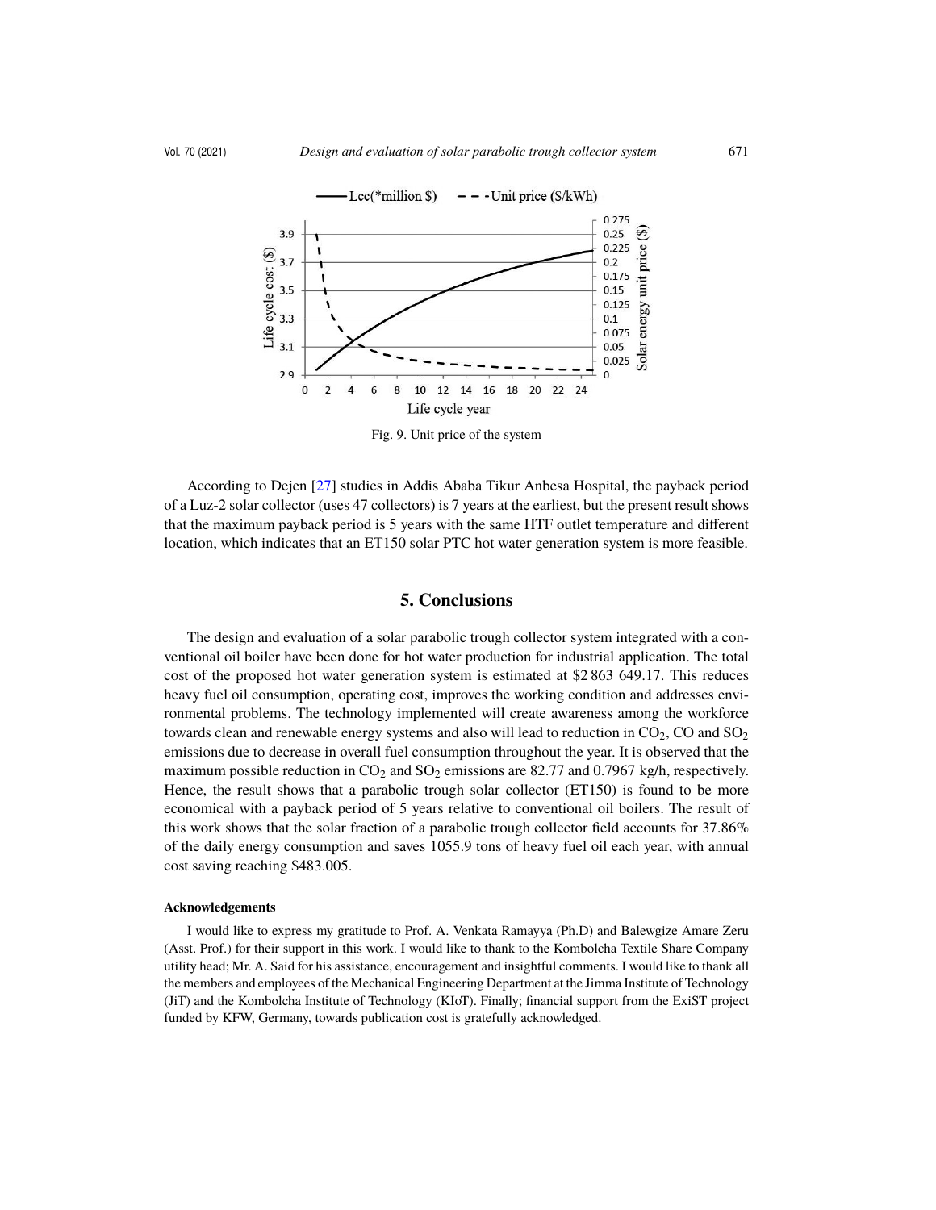Fig. 9. Unit price of the system

According to Dejen [27] studies in Addis Ababa Tikur Anbesa Hospital, the payback period of a Luz-2 solar collector (uses 47 collectors) is 7 years at the earliest, but the present result shows that the maximum payback period is 5 years with the same HTF outlet temperature and different location, which indicates that an ET150 solar PTC hot water generation system is more feasible.

## 5. Conclusions

The design and evaluation of a solar parabolic trough collector system integrated with a conventional oil boiler have been done for hot water production for industrial application. The total cost of the proposed hot water generation system is estimated at \$2 863 649.17. This reduces heavy fuel oil consumption, operating cost, improves the working condition and addresses environmental problems. The technology implemented will create awareness among the workforce towards clean and renewable energy systems and also will lead to reduction in $CO_2$, CO and $SO_2$ emissions due to decrease in overall fuel consumption throughout the year. It is observed that the maximum possible reduction in $CO_2$ and $SO_2$ emissions are 82.77 and 0.7967 kg/h, respectively. Hence, the result shows that a parabolic trough solar collector (ET150) is found to be more economical with a payback period of 5 years relative to conventional oil boilers. The result of this work shows that the solar fraction of a parabolic trough collector field accounts for 37.86% of the daily energy consumption and saves 1055.9 tons of heavy fuel oil each year, with annual cost saving reaching \$483.005.

#### Acknowledgements

I would like to express my gratitude to Prof. A. Venkata Ramayya (Ph.D) and Balewgize Amare Zeru (Asst. Prof.) for their support in this work. I would like to thank to the Kombolcha Textile Share Company utility head; Mr. A. Said for his assistance, encouragement and insightful comments. I would like to thank all the members and employees of the Mechanical Engineering Department at the Jimma Institute of Technology (JiT) and the Kombolcha Institute of Technology (KIoT). Finally; financial support from the ExiST project funded by KFW, Germany, towards publication cost is gratefully acknowledged.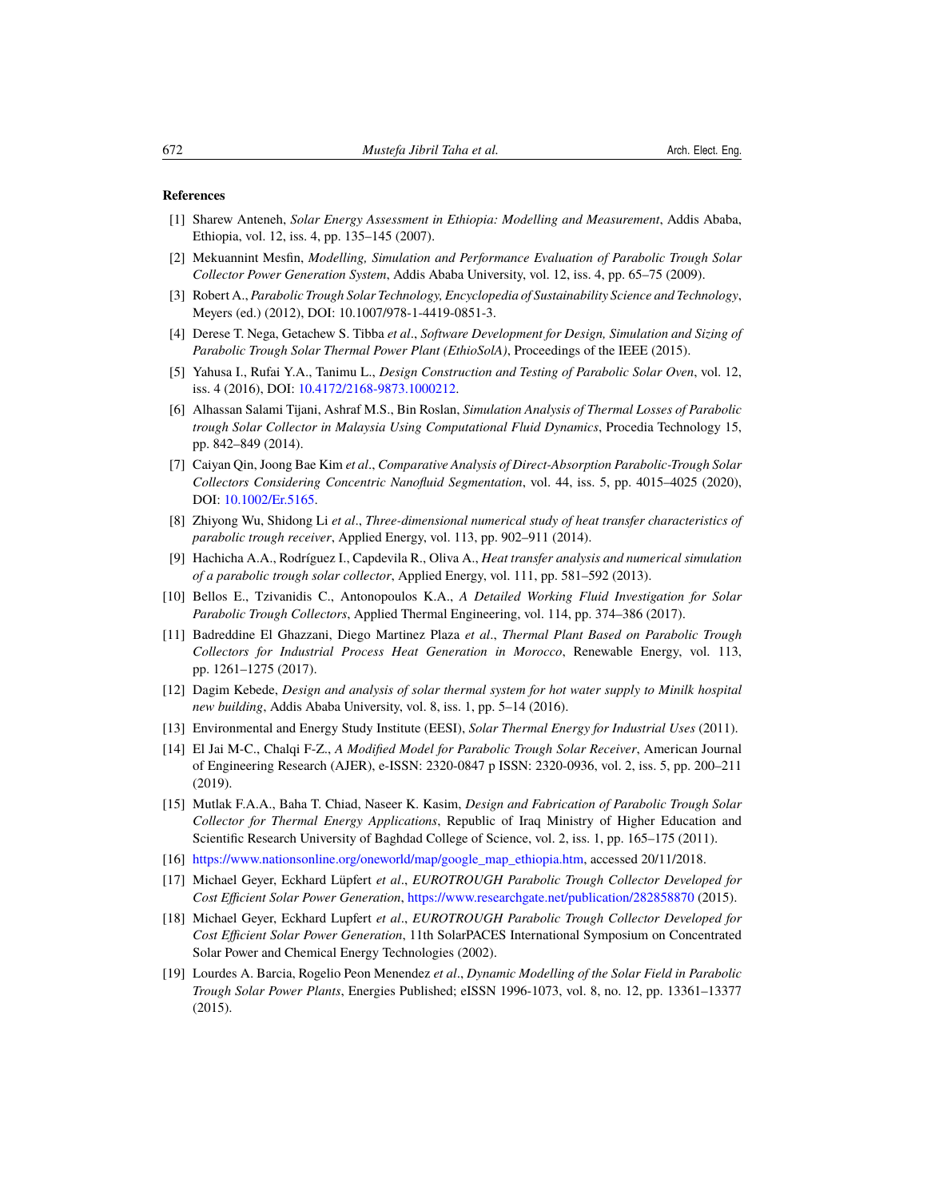## References

[1] Sharew Anteneh, *Solar Energy Assessment in Ethiopia: Modelling and Measurement*, Addis Ababa, Ethiopia, vol. 12, iss. 4, pp. 135–145 (2007).

[2] Mekuannint Mesfin, *Modelling, Simulation and Performance Evaluation of Parabolic Trough Solar Collector Power Generation System*, Addis Ababa University, vol. 12, iss. 4, pp. 65–75 (2009).

[3] Robert A., *Parabolic Trough Solar Technology, Encyclopedia of Sustainability Science and Technology*, Meyers (ed.) (2012), DOI: 10.1007/978-1-4419-0851-3.

[4] Derese T. Nega, Getachew S. Tibba *et al*., *Software Development for Design, Simulation and Sizing of Parabolic Trough Solar Thermal Power Plant (EthioSolA)*, Proceedings of the IEEE (2015).

[5] Yahusa I., Rufai Y.A., Tanimu L., *Design Construction and Testing of Parabolic Solar Oven*, vol. 12, iss. 4 (2016), DOI: 10.4172/2168-9873.1000212.

[6] Alhassan Salami Tijani, Ashraf M.S., Bin Roslan, *Simulation Analysis of Thermal Losses of Parabolic trough Solar Collector in Malaysia Using Computational Fluid Dynamics*, Procedia Technology 15, pp. 842–849 (2014).

[7] Caiyan Qin, Joong Bae Kim *et al*., *Comparative Analysis of Direct-Absorption Parabolic-Trough Solar Collectors Considering Concentric Nanofluid Segmentation*, vol. 44, iss. 5, pp. 4015–4025 (2020), DOI: 10.1002/Er.5165.

[8] Zhiyong Wu, Shidong Li *et al*., *Three-dimensional numerical study of heat transfer characteristics of parabolic trough receiver*, Applied Energy, vol. 113, pp. 902–911 (2014).

[9] Hachicha A.A., Rodríguez I., Capdevila R., Oliva A., *Heat transfer analysis and numerical simulation of a parabolic trough solar collector*, Applied Energy, vol. 111, pp. 581–592 (2013).

[10] Bellos E., Tzivanidis C., Antonopoulos K.A., *A Detailed Working Fluid Investigation for Solar Parabolic Trough Collectors*, Applied Thermal Engineering, vol. 114, pp. 374–386 (2017).

[11] Badreddine El Ghazzani, Diego Martinez Plaza *et al*., *Thermal Plant Based on Parabolic Trough Collectors for Industrial Process Heat Generation in Morocco*, Renewable Energy, vol. 113, pp. 1261–1275 (2017).

[12] Dagim Kebede, *Design and analysis of solar thermal system for hot water supply to Minilk hospital new building*, Addis Ababa University, vol. 8, iss. 1, pp. 5–14 (2016).

[13] Environmental and Energy Study Institute (EESI), *Solar Thermal Energy for Industrial Uses* (2011).

[14] El Jai M-C., Chalqi F-Z., *A Modified Model for Parabolic Trough Solar Receiver*, American Journal of Engineering Research (AJER), e-ISSN: 2320-0847 p ISSN: 2320-0936, vol. 2, iss. 5, pp. 200–211 (2019).

[15] Mutlak F.A.A., Baha T. Chiad, Naseer K. Kasim, *Design and Fabrication of Parabolic Trough Solar Collector for Thermal Energy Applications*, Republic of Iraq Ministry of Higher Education and Scientific Research University of Baghdad College of Science, vol. 2, iss. 1, pp. 165–175 (2011).

[16] https://www.nationsonline.org/oneworld/map/google_map_ethiopia.htm, accessed 20/11/2018.

[17] Michael Geyer, Eckhard Lüpfert *et al*., *EUROTROUGH Parabolic Trough Collector Developed for Cost Efficient Solar Power Generation*, https://www.researchgate.net/publication/282858870 (2015).

[18] Michael Geyer, Eckhard Lupfert *et al*., *EUROTROUGH Parabolic Trough Collector Developed for Cost Efficient Solar Power Generation*, 11th SolarPACES International Symposium on Concentrated Solar Power and Chemical Energy Technologies (2002).

[19] Lourdes A. Barcia, Rogelio Peon Menendez *et al*., *Dynamic Modelling of the Solar Field in Parabolic Trough Solar Power Plants*, Energies Published; eISSN 1996-1073, vol. 8, no. 12, pp. 13361–13377 (2015).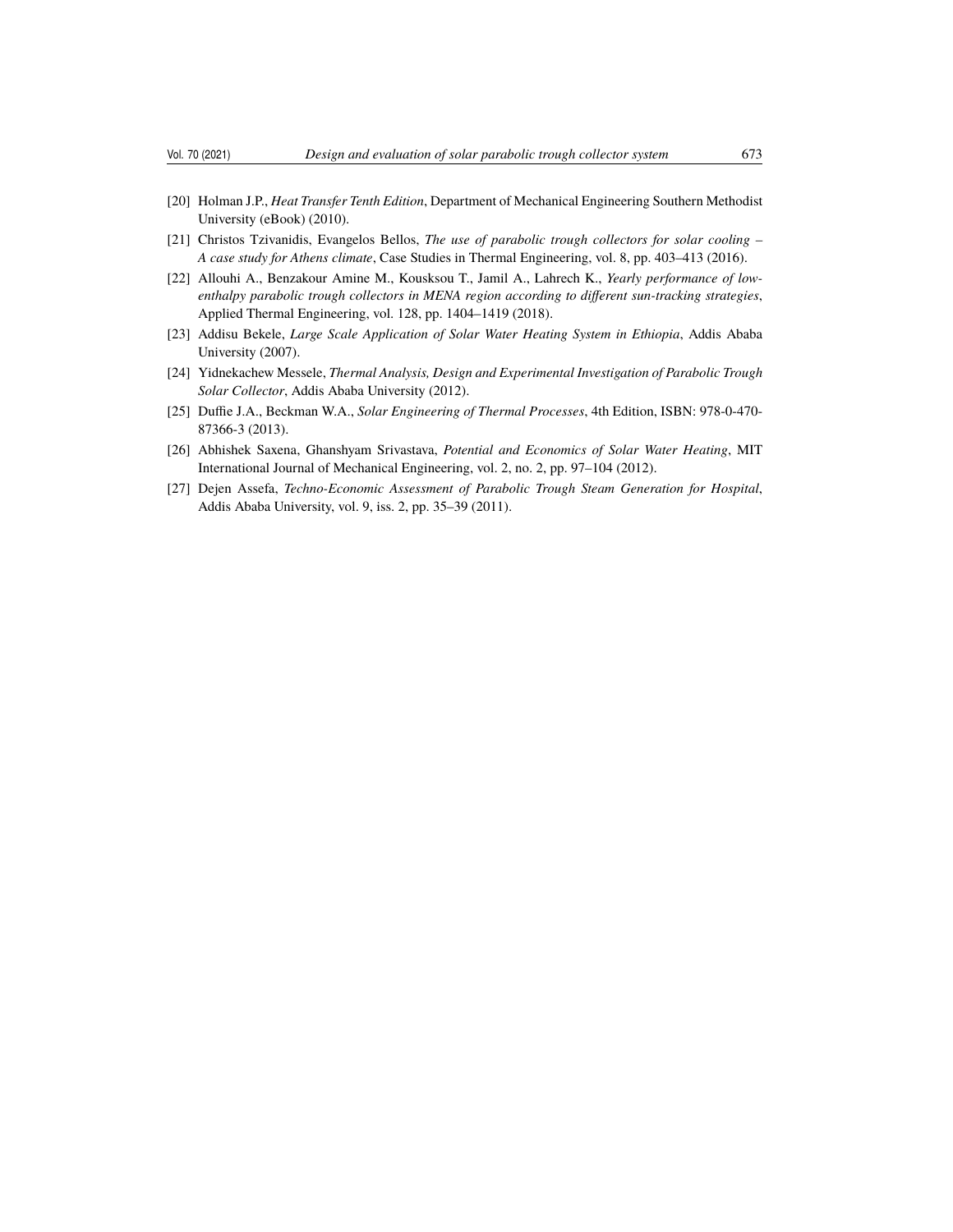[20] Holman J.P., *Heat Transfer Tenth Edition*, Department of Mechanical Engineering Southern Methodist University (eBook) (2010).

[21] Christos Tzivanidis, Evangelos Bellos, *The use of parabolic trough collectors for solar cooling – A case study for Athens climate*, Case Studies in Thermal Engineering, vol. 8, pp. 403–413 (2016).

[22] Allouhi A., Benzakour Amine M., Kousksou T., Jamil A., Lahrech K., *Yearly performance of low-enthalpy parabolic trough collectors in MENA region according to different sun-tracking strategies*, Applied Thermal Engineering, vol. 128, pp. 1404–1419 (2018).

[23] Addisu Bekele, *Large Scale Application of Solar Water Heating System in Ethiopia*, Addis Ababa University (2007).

[24] Yidnekachew Messele, *Thermal Analysis, Design and Experimental Investigation of Parabolic Trough Solar Collector*, Addis Ababa University (2012).

[25] Duffie J.A., Beckman W.A., *Solar Engineering of Thermal Processes*, 4th Edition, ISBN: 978-0-470-87366-3 (2013).

[26] Abhishek Saxena, Ghanshyam Srivastava, *Potential and Economics of Solar Water Heating*, MIT International Journal of Mechanical Engineering, vol. 2, no. 2, pp. 97–104 (2012).

[27] Dejen Assefa, *Techno-Economic Assessment of Parabolic Trough Steam Generation for Hospital*, Addis Ababa University, vol. 9, iss. 2, pp. 35–39 (2011).